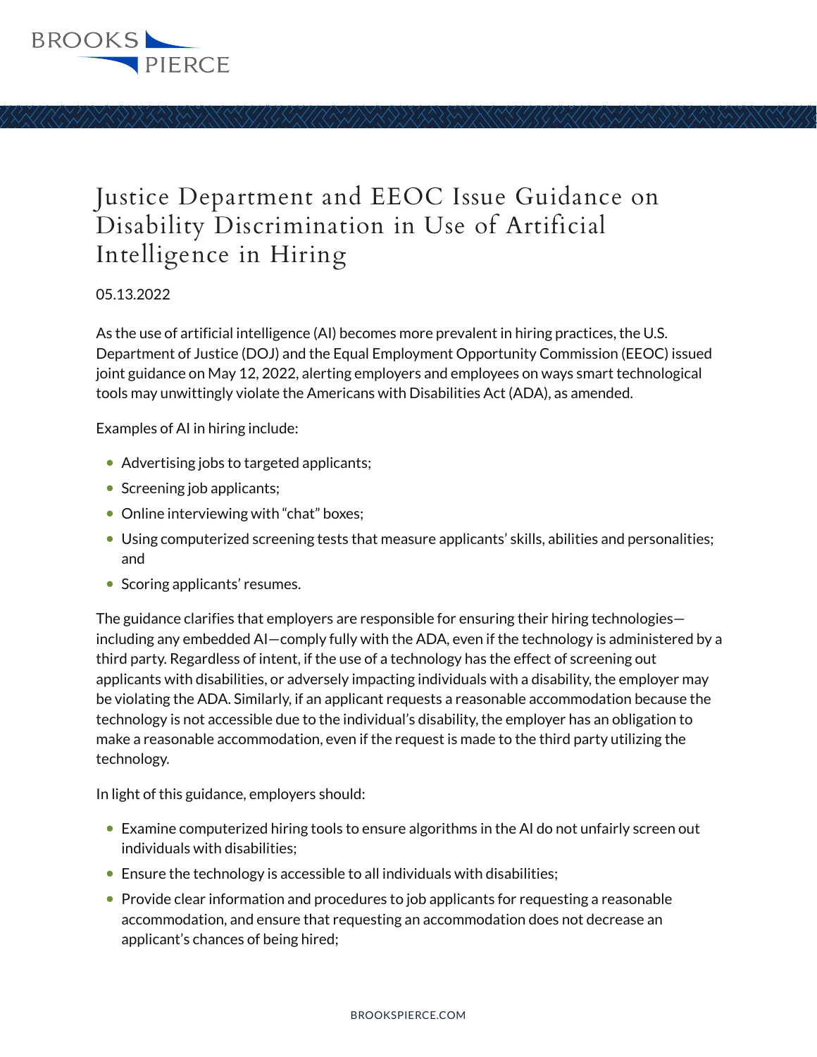# Justice Department and EEOC Issue Guidance on Disability Discrimination in Use of Artificial Intelligence in Hiring

05.13.2022

As the use of artificial intelligence (AI) becomes more prevalent in hiring practices, the U.S. Department of Justice (DOJ) and the Equal Employment Opportunity Commission (EEOC) issued joint guidance on May 12, 2022, alerting employers and employees on ways smart technological tools may unwittingly violate the Americans with Disabilities Act (ADA), as amended.

Examples of AI in hiring include:

- Advertising jobs to targeted applicants;
- Screening job applicants;
- Online interviewing with "chat" boxes;
- Using computerized screening tests that measure applicants' skills, abilities and personalities; and
- Scoring applicants' resumes.

The guidance clarifies that employers are responsible for ensuring their hiring technologies—including any embedded AI—comply fully with the ADA, even if the technology is administered by a third party. Regardless of intent, if the use of a technology has the effect of screening out applicants with disabilities, or adversely impacting individuals with a disability, the employer may be violating the ADA. Similarly, if an applicant requests a reasonable accommodation because the technology is not accessible due to the individual's disability, the employer has an obligation to make a reasonable accommodation, even if the request is made to the third party utilizing the technology.

In light of this guidance, employers should:

- Examine computerized hiring tools to ensure algorithms in the AI do not unfairly screen out individuals with disabilities;
- Ensure the technology is accessible to all individuals with disabilities;
- Provide clear information and procedures to job applicants for requesting a reasonable accommodation, and ensure that requesting an accommodation does not decrease an applicant's chances of being hired;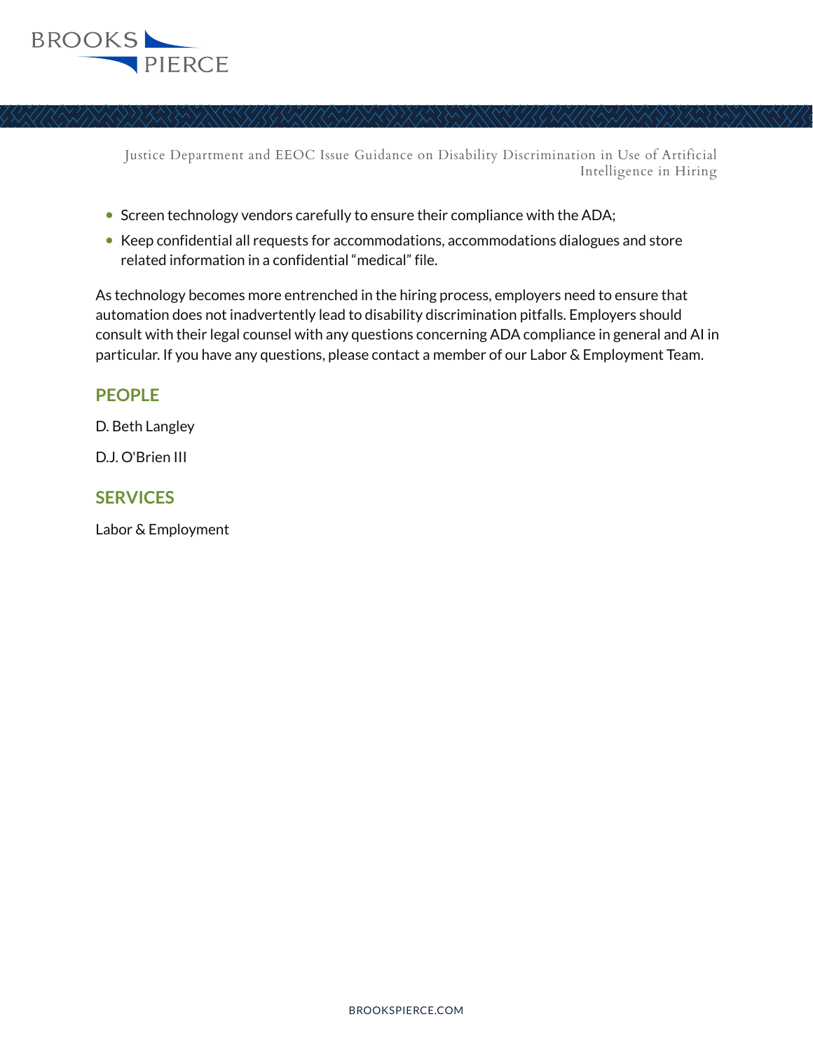- Screen technology vendors carefully to ensure their compliance with the ADA;
- Keep confidential all requests for accommodations, accommodations dialogues and store related information in a confidential "medical" file.

As technology becomes more entrenched in the hiring process, employers need to ensure that automation does not inadvertently lead to disability discrimination pitfalls. Employers should consult with their legal counsel with any questions concerning ADA compliance in general and AI in particular. If you have any questions, please contact a member of our Labor & Employment Team.

## PEOPLE

D. Beth Langley

D.J. O'Brien III

## SERVICES

Labor & Employment